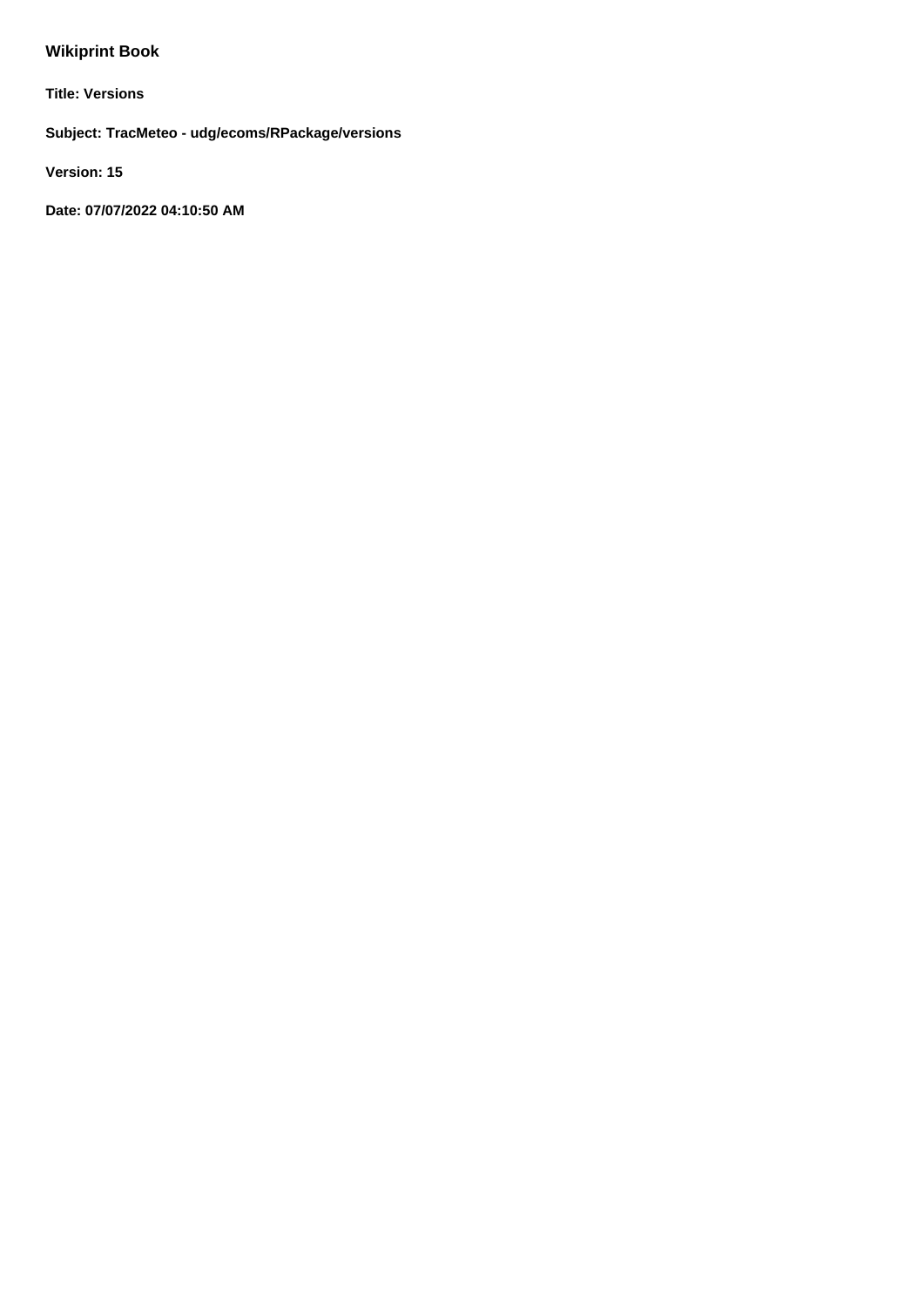# Wikiprint Book

**Title: Versions**

**Subject: TracMeteo - udg/ecoms/RPackage/versions**

**Version: 15**

**Date: 07/07/2022 04:10:50 AM**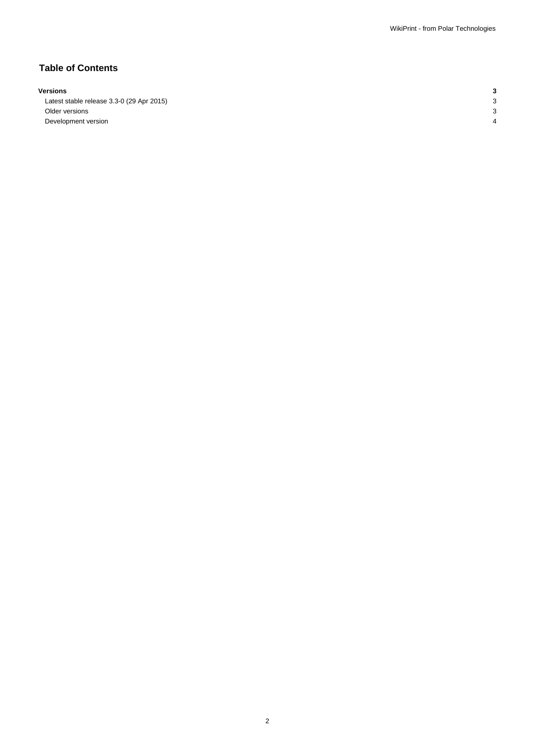## Table of Contents

| | |
|---|---|
| **Versions** | **3** |
| Latest stable release 3.3-0 (29 Apr 2015) | 3 |
| Older versions | 3 |
| Development version | 4 |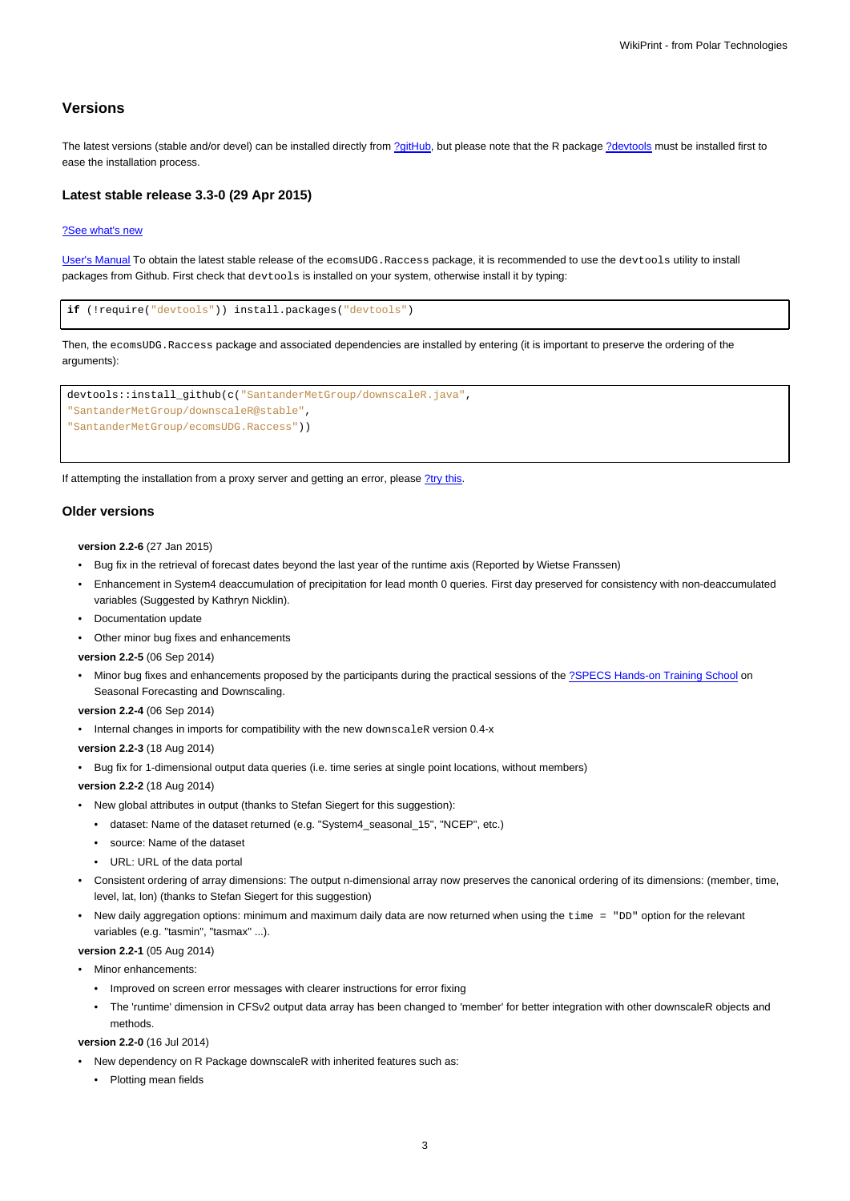## Versions

The latest versions (stable and/or devel) can be installed directly from ?gitHub, but please note that the R package ?devtools must be installed first to ease the installation process.

### Latest stable release 3.3-0 (29 Apr 2015)

?See what's new

User's Manual To obtain the latest stable release of the `ecomsUDG.Raccess` package, it is recommended to use the `devtools` utility to install packages from Github. First check that `devtools` is installed on your system, otherwise install it by typing:

```
if (!require("devtools")) install.packages("devtools")
```

Then, the `ecomsUDG.Raccess` package and associated dependencies are installed by entering (it is important to preserve the ordering of the arguments):

```
devtools::install_github(c("SantanderMetGroup/downscaleR.java",
"SantanderMetGroup/downscaleR@stable",
"SantanderMetGroup/ecomsUDG.Raccess"))
```

If attempting the installation from a proxy server and getting an error, please ?try this.

### Older versions

**version 2.2-6** (27 Jan 2015)

- Bug fix in the retrieval of forecast dates beyond the last year of the runtime axis (Reported by Wietse Franssen)
- Enhancement in System4 deaccumulation of precipitation for lead month 0 queries. First day preserved for consistency with non-deaccumulated variables (Suggested by Kathryn Nicklin).
- Documentation update
- Other minor bug fixes and enhancements

**version 2.2-5** (06 Sep 2014)

- Minor bug fixes and enhancements proposed by the participants during the practical sessions of the ?SPECS Hands-on Training School on Seasonal Forecasting and Downscaling.

**version 2.2-4** (06 Sep 2014)

- Internal changes in imports for compatibility with the new `downscaleR` version 0.4-x

**version 2.2-3** (18 Aug 2014)

- Bug fix for 1-dimensional output data queries (i.e. time series at single point locations, without members)

**version 2.2-2** (18 Aug 2014)

- New global attributes in output (thanks to Stefan Siegert for this suggestion):
  - dataset: Name of the dataset returned (e.g. "System4_seasonal_15", "NCEP", etc.)
  - source: Name of the dataset
  - URL: URL of the data portal
- Consistent ordering of array dimensions: The output n-dimensional array now preserves the canonical ordering of its dimensions: (member, time, level, lat, lon) (thanks to Stefan Siegert for this suggestion)
- New daily aggregation options: minimum and maximum daily data are now returned when using the `time = "DD"` option for the relevant variables (e.g. "tasmin", "tasmax" ...).

**version 2.2-1** (05 Aug 2014)

- Minor enhancements:
  - Improved on screen error messages with clearer instructions for error fixing
  - The 'runtime' dimension in CFSv2 output data array has been changed to 'member' for better integration with other downscaleR objects and methods.

**version 2.2-0** (16 Jul 2014)

- New dependency on R Package downscaleR with inherited features such as:
  - Plotting mean fields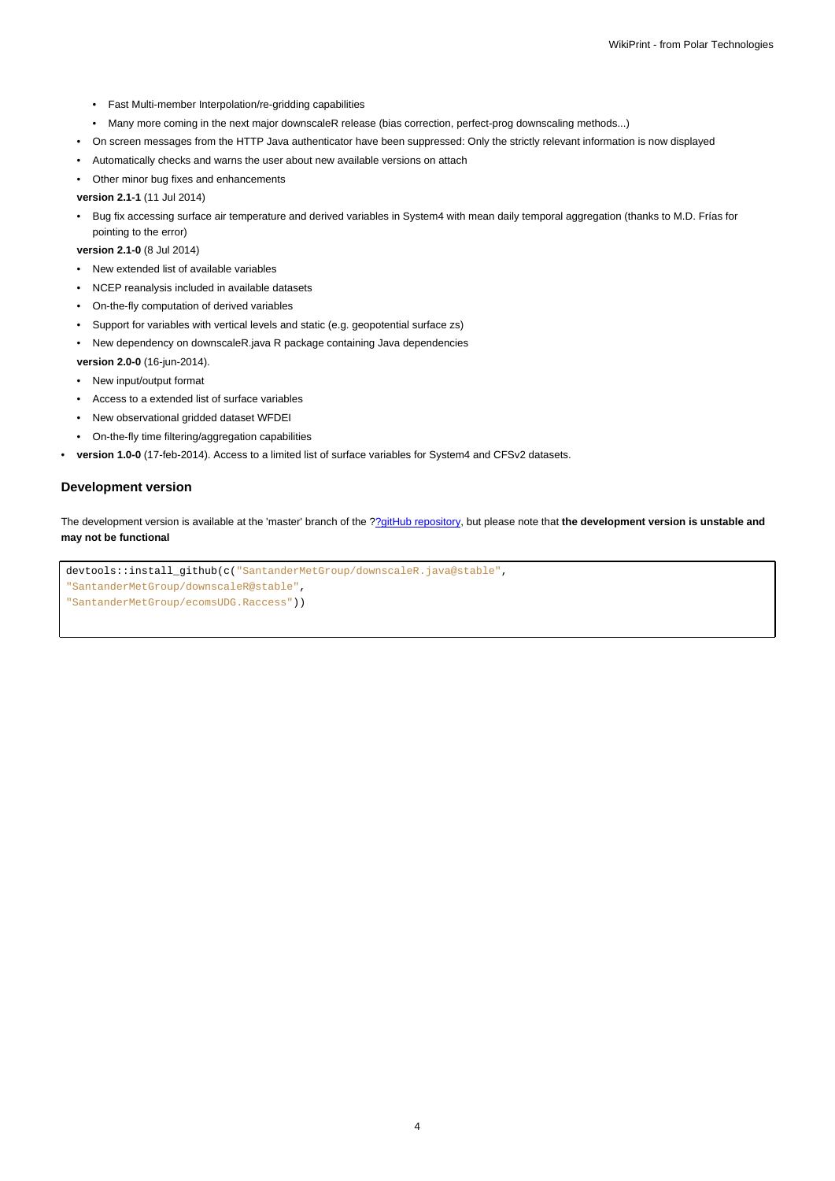- Fast Multi-member Interpolation/re-gridding capabilities
    - Many more coming in the next major downscaleR release (bias correction, perfect-prog downscaling methods...)
  - On screen messages from the HTTP Java authenticator have been suppressed: Only the strictly relevant information is now displayed
  - Automatically checks and warns the user about new available versions on attach
  - Other minor bug fixes and enhancements

  **version 2.1-1** (11 Jul 2014)

  - Bug fix accessing surface air temperature and derived variables in System4 with mean daily temporal aggregation (thanks to M.D. Frías for pointing to the error)

  **version 2.1-0** (8 Jul 2014)

  - New extended list of available variables
  - NCEP reanalysis included in available datasets
  - On-the-fly computation of derived variables
  - Support for variables with vertical levels and static (e.g. geopotential surface zs)
  - New dependency on downscaleR.java R package containing Java dependencies

  **version 2.0-0** (16-jun-2014).

  - New input/output format
  - Access to a extended list of surface variables
  - New observational gridded dataset WFDEI
  - On-the-fly time filtering/aggregation capabilities
- **version 1.0-0** (17-feb-2014). Access to a limited list of surface variables for System4 and CFSv2 datasets.

### Development version

The development version is available at the 'master' branch of the ??gitHub repository, but please note that **the development version is unstable and may not be functional**

```
devtools::install_github(c("SantanderMetGroup/downscaleR.java@stable",
"SantanderMetGroup/downscaleR@stable",
"SantanderMetGroup/ecomsUDG.Raccess"))
```